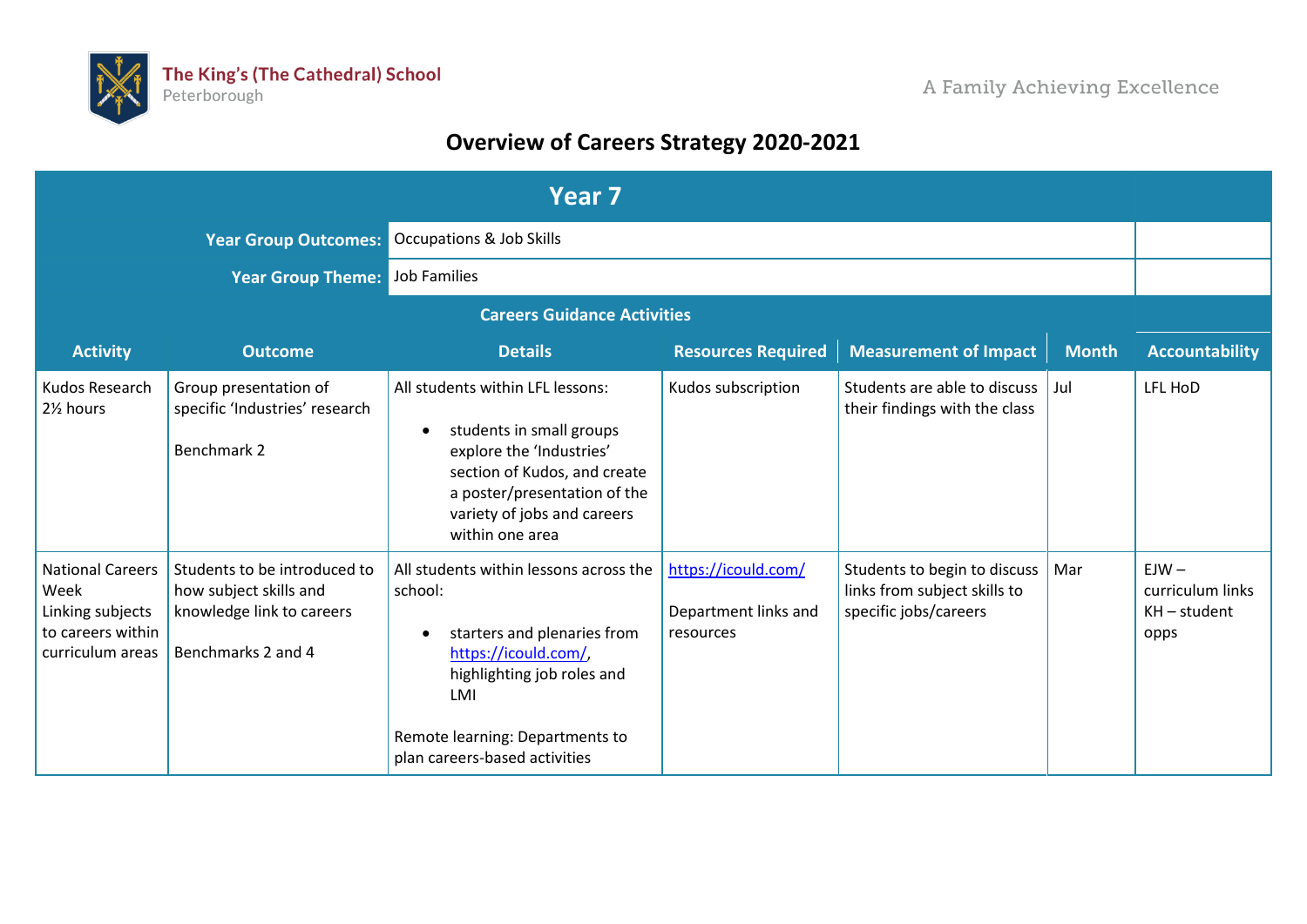The King's (The Cathedral) School
Peterborough

A Family Achieving Excellence

# Overview of Careers Strategy 2020-2021

## Year 7

**Year Group Outcomes:** Occupations & Job Skills

**Year Group Theme:** Job Families

### Careers Guidance Activities

| Activity | Outcome | Details | Resources Required | Measurement of Impact | Month | Accountability |
|---|---|---|---|---|---|---|
| Kudos Research 2½ hours | Group presentation of specific 'Industries' research<br><br>Benchmark 2 | All students within LFL lessons:<br><br>• students in small groups explore the 'Industries' section of Kudos, and create a poster/presentation of the variety of jobs and careers within one area | Kudos subscription | Students are able to discuss their findings with the class | Jul | LFL HoD |
| National Careers Week<br>Linking subjects to careers within curriculum areas | Students to be introduced to how subject skills and knowledge link to careers<br><br>Benchmarks 2 and 4 | All students within lessons across the school:<br><br>• starters and plenaries from https://icould.com/, highlighting job roles and LMI<br><br>Remote learning: Departments to plan careers-based activities | https://icould.com/<br><br>Department links and resources | Students to begin to discuss links from subject skills to specific jobs/careers | Mar | EJW – curriculum links<br>KH – student opps |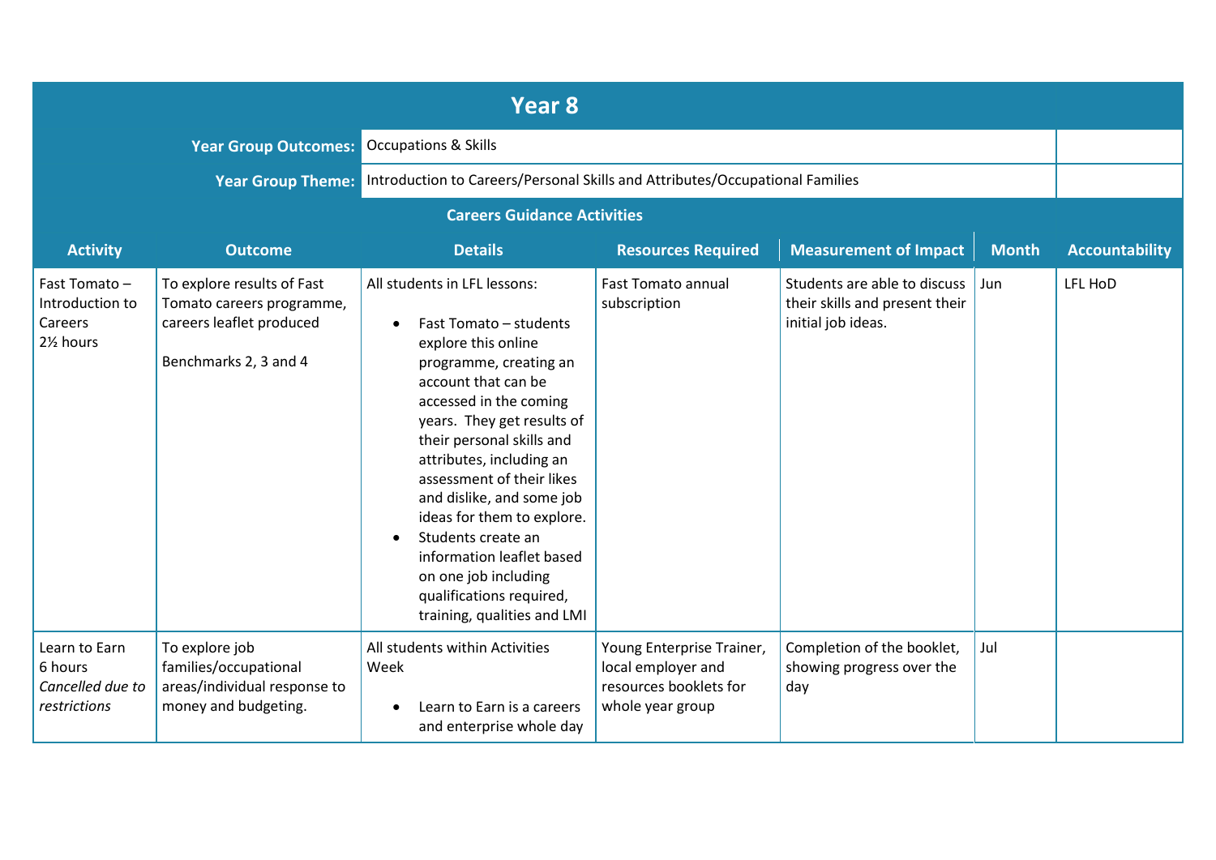## Year 8

**Year Group Outcomes:** Occupations & Skills

**Year Group Theme:** Introduction to Careers/Personal Skills and Attributes/Occupational Families

### Careers Guidance Activities

| Activity | Outcome | Details | Resources Required | Measurement of Impact | Month | Accountability |
|---|---|---|---|---|---|---|
| Fast Tomato – Introduction to Careers<br>2½ hours | To explore results of Fast Tomato careers programme, careers leaflet produced<br><br>Benchmarks 2, 3 and 4 | All students in LFL lessons:<br><ul><li>Fast Tomato – students explore this online programme, creating an account that can be accessed in the coming years. They get results of their personal skills and attributes, including an assessment of their likes and dislike, and some job ideas for them to explore.</li><li>Students create an information leaflet based on one job including qualifications required, training, qualities and LMI</li></ul> | Fast Tomato annual subscription | Students are able to discuss their skills and present their initial job ideas. | Jun | LFL HoD |
| Learn to Earn<br>6 hours<br>*Cancelled due to restrictions* | To explore job families/occupational areas/individual response to money and budgeting. | All students within Activities Week<br><ul><li>Learn to Earn is a careers and enterprise whole day</li></ul> | Young Enterprise Trainer, local employer and resources booklets for whole year group | Completion of the booklet, showing progress over the day | Jul | |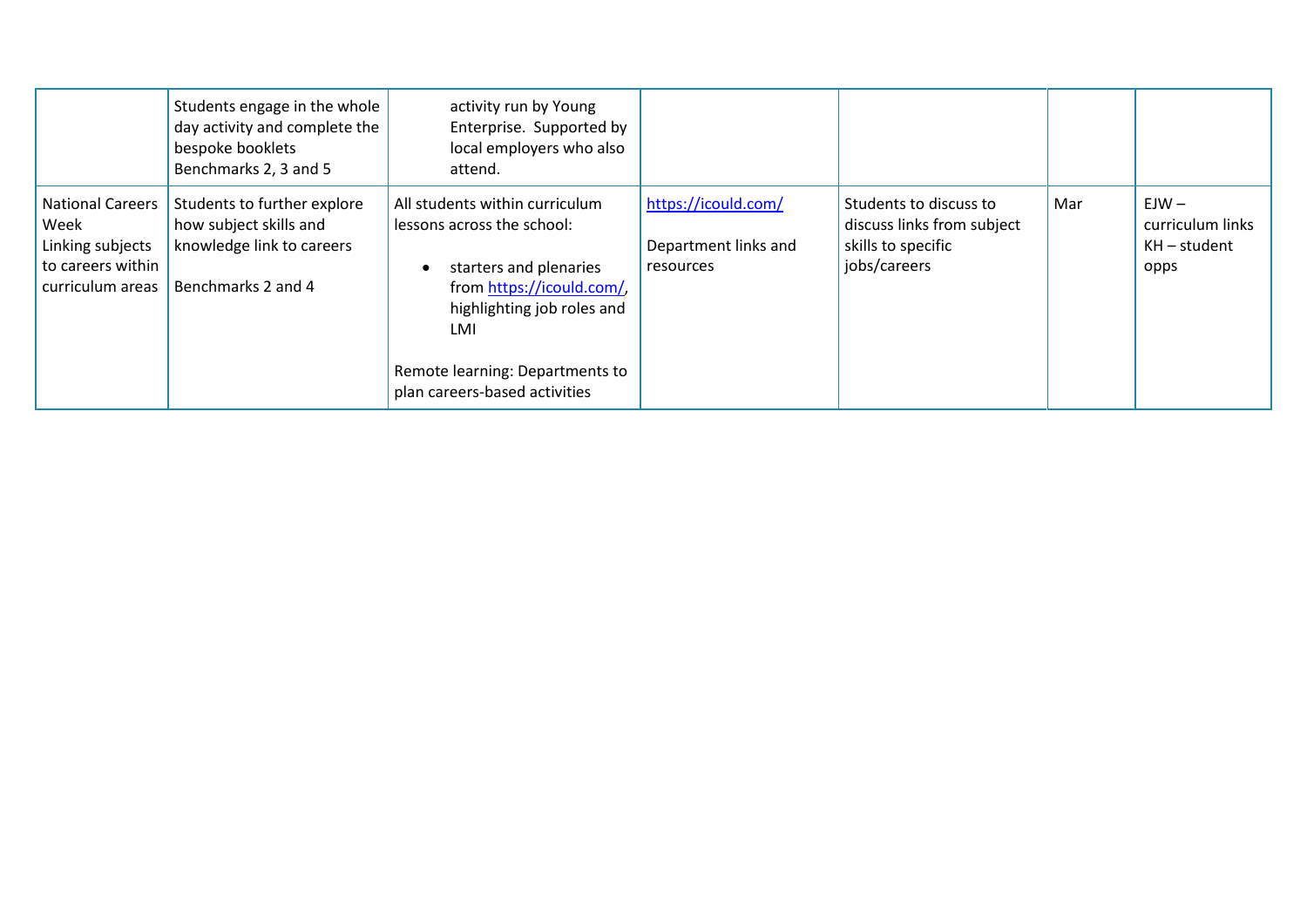| | | | | | | |
|---|---|---|---|---|---|---|
| | Students engage in the whole day activity and complete the bespoke booklets<br>Benchmarks 2, 3 and 5 | activity run by Young Enterprise. Supported by local employers who also attend. | | | | |
| National Careers Week<br>Linking subjects to careers within curriculum areas | Students to further explore how subject skills and knowledge link to careers<br><br>Benchmarks 2 and 4 | All students within curriculum lessons across the school:<br><br>• starters and plenaries from https://icould.com/, highlighting job roles and LMI<br><br>Remote learning: Departments to plan careers-based activities | https://icould.com/<br><br>Department links and resources | Students to discuss to discuss links from subject skills to specific jobs/careers | Mar | EJW – curriculum links<br>KH – student opps |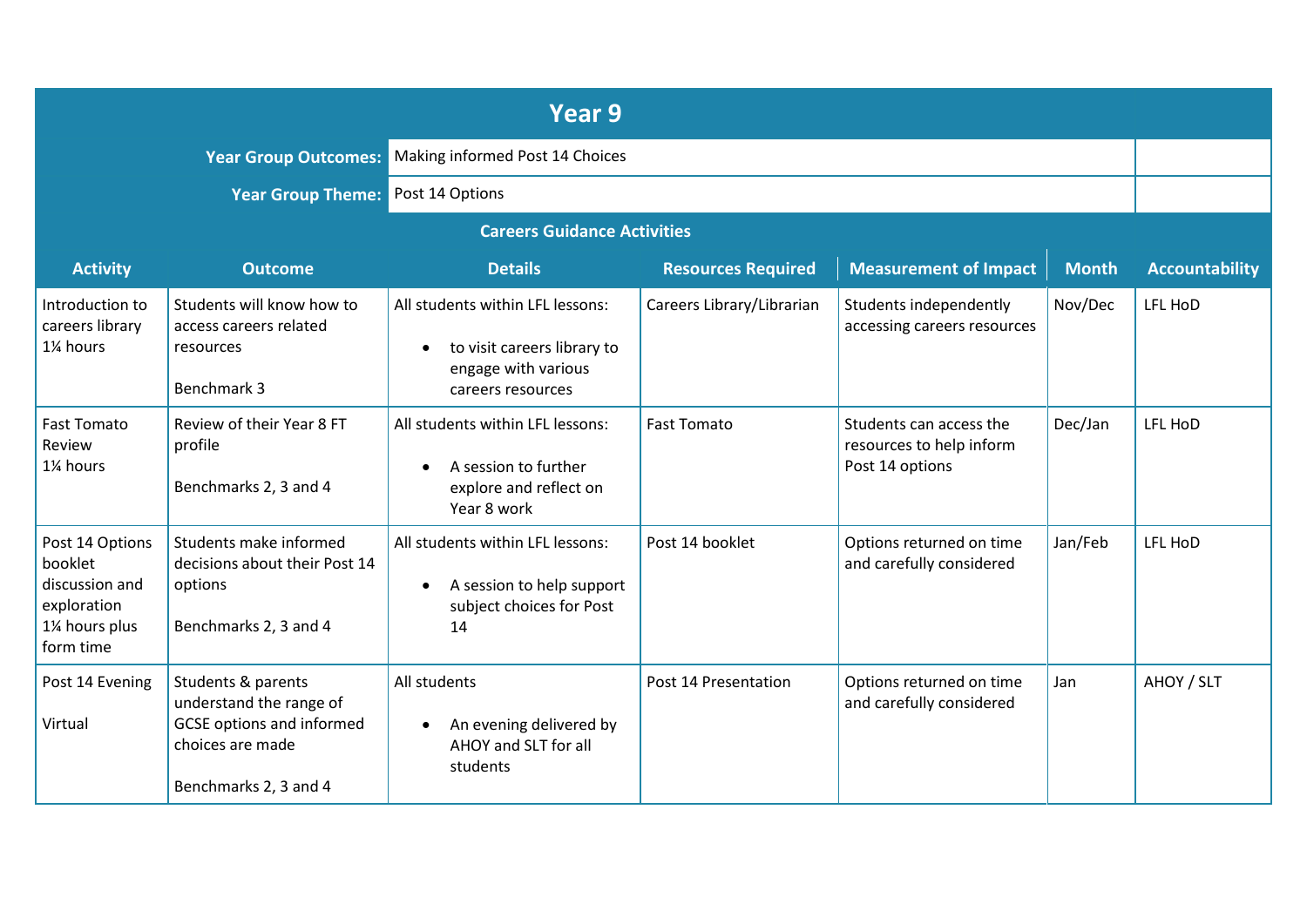## Year 9

**Year Group Outcomes:** Making informed Post 14 Choices

**Year Group Theme:** Post 14 Options

### Careers Guidance Activities

| Activity | Outcome | Details | Resources Required | Measurement of Impact | Month | Accountability |
|---|---|---|---|---|---|---|
| Introduction to careers library<br>1¼ hours | Students will know how to access careers related resources<br><br>Benchmark 3 | All students within LFL lessons:<br><br>• to visit careers library to engage with various careers resources | Careers Library/Librarian | Students independently accessing careers resources | Nov/Dec | LFL HoD |
| Fast Tomato Review<br>1¼ hours | Review of their Year 8 FT profile<br><br>Benchmarks 2, 3 and 4 | All students within LFL lessons:<br><br>• A session to further explore and reflect on Year 8 work | Fast Tomato | Students can access the resources to help inform Post 14 options | Dec/Jan | LFL HoD |
| Post 14 Options booklet discussion and exploration<br>1¼ hours plus form time | Students make informed decisions about their Post 14 options<br><br>Benchmarks 2, 3 and 4 | All students within LFL lessons:<br><br>• A session to help support subject choices for Post 14 | Post 14 booklet | Options returned on time and carefully considered | Jan/Feb | LFL HoD |
| Post 14 Evening<br><br>Virtual | Students & parents understand the range of GCSE options and informed choices are made<br><br>Benchmarks 2, 3 and 4 | All students<br><br>• An evening delivered by AHOY and SLT for all students | Post 14 Presentation | Options returned on time and carefully considered | Jan | AHOY / SLT |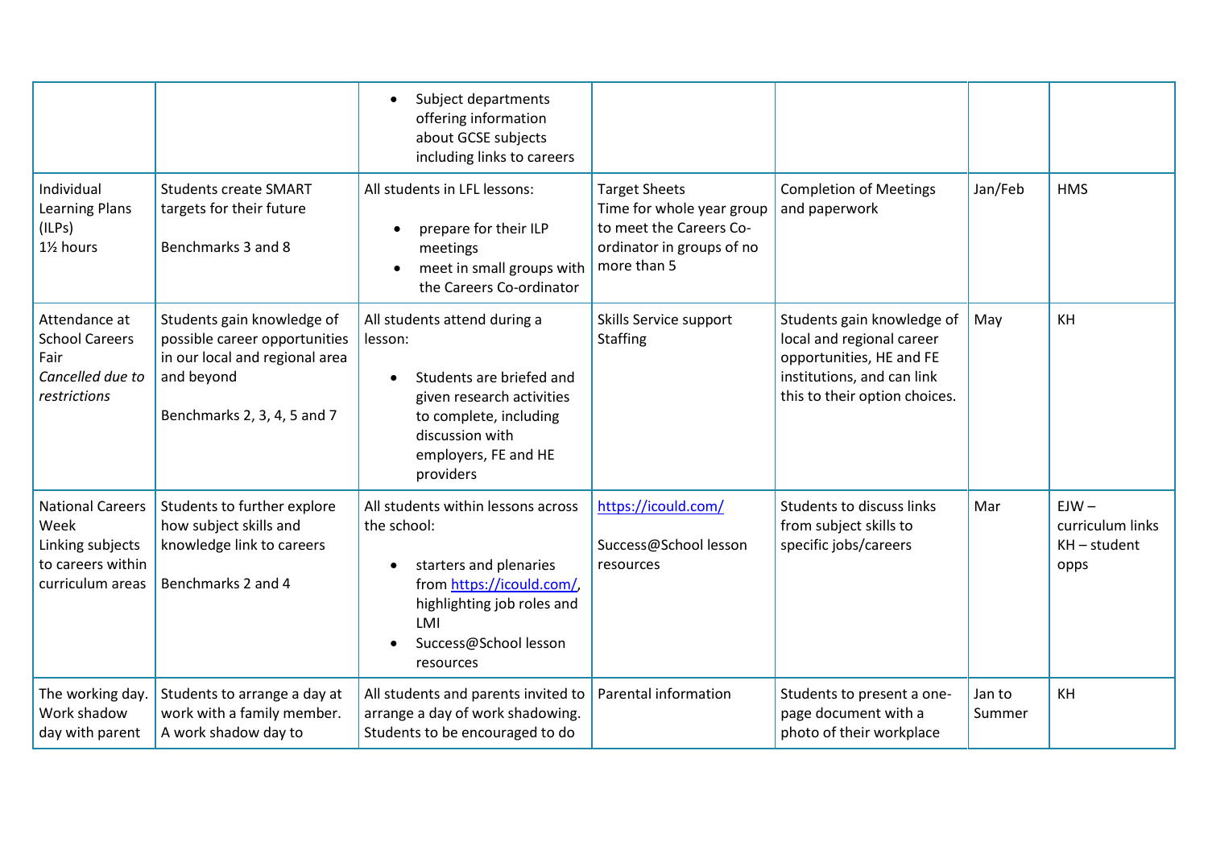| | | | | | | |
|---|---|---|---|---|---|---|
| | | • Subject departments offering information about GCSE subjects including links to careers | | | | |
| Individual Learning Plans (ILPs)<br>1½ hours | Students create SMART targets for their future<br><br>Benchmarks 3 and 8 | All students in LFL lessons:<br><br>• prepare for their ILP meetings<br>• meet in small groups with the Careers Co-ordinator | Target Sheets<br>Time for whole year group to meet the Careers Co-ordinator in groups of no more than 5 | Completion of Meetings and paperwork | Jan/Feb | HMS |
| Attendance at School Careers Fair<br>*Cancelled due to restrictions* | Students gain knowledge of possible career opportunities in our local and regional area and beyond<br><br>Benchmarks 2, 3, 4, 5 and 7 | All students attend during a lesson:<br><br>• Students are briefed and given research activities to complete, including discussion with employers, FE and HE providers | Skills Service support<br>Staffing | Students gain knowledge of local and regional career opportunities, HE and FE institutions, and can link this to their option choices. | May | KH |
| National Careers Week<br>Linking subjects to careers within curriculum areas | Students to further explore how subject skills and knowledge link to careers<br><br>Benchmarks 2 and 4 | All students within lessons across the school:<br><br>• starters and plenaries from https://icould.com/, highlighting job roles and LMI<br>• Success@School lesson resources | https://icould.com/<br><br>Success@School lesson resources | Students to discuss links from subject skills to specific jobs/careers | Mar | EJW – curriculum links<br>KH – student opps |
| The working day. Work shadow day with parent | Students to arrange a day at work with a family member. A work shadow day to | All students and parents invited to arrange a day of work shadowing. Students to be encouraged to do | Parental information | Students to present a one-page document with a photo of their workplace | Jan to Summer | KH |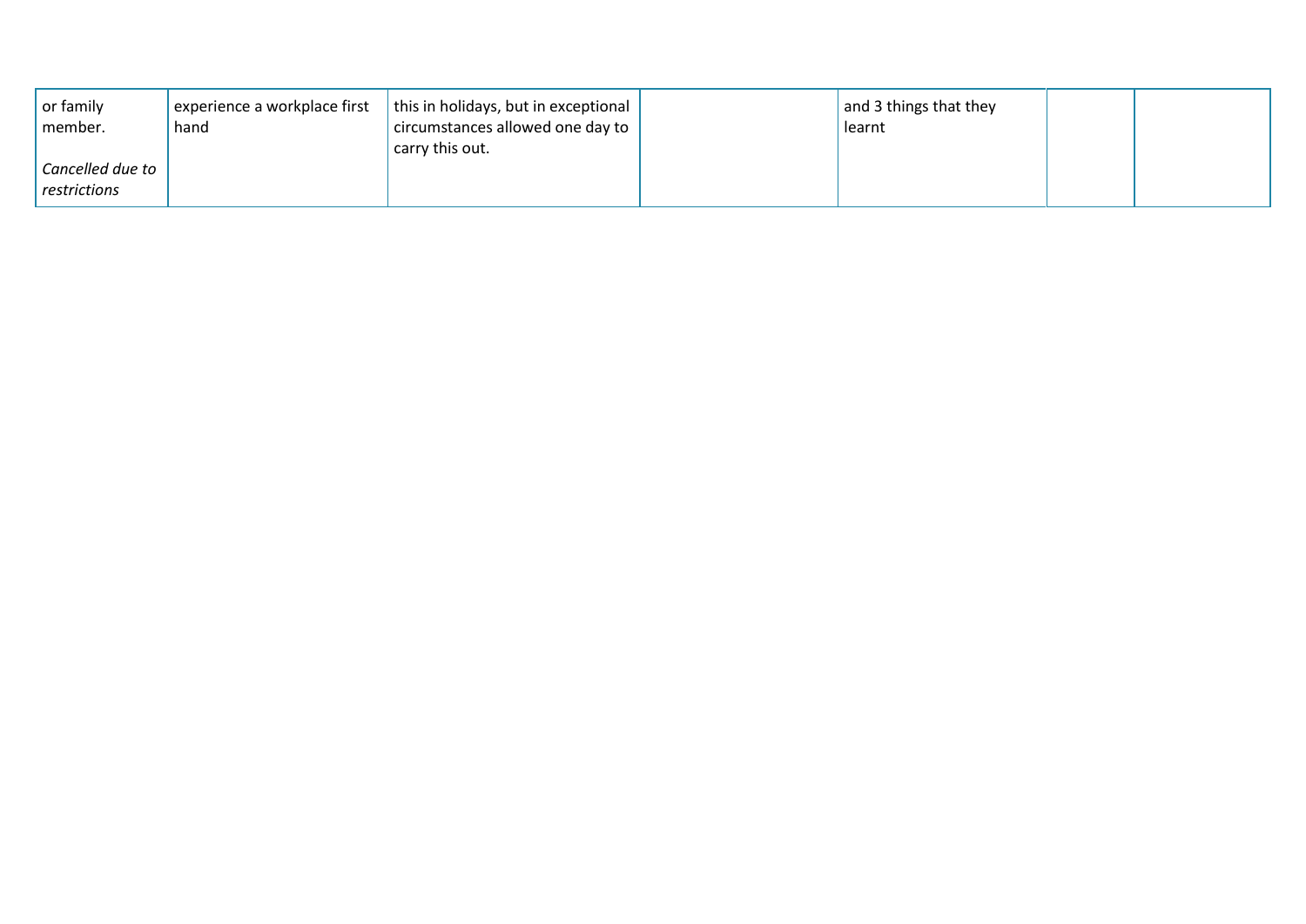|  |  |  |  |  |  |  |
|---|---|---|---|---|---|---|
| or family member.<br><br>*Cancelled due to restrictions* | experience a workplace first hand | this in holidays, but in exceptional circumstances allowed one day to carry this out. |  | and 3 things that they learnt |  |  |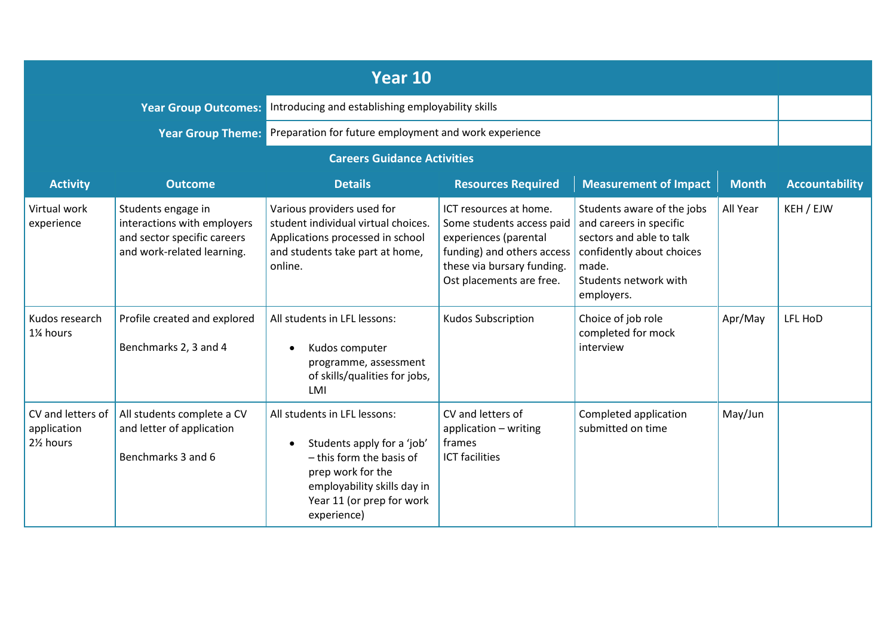## Year 10

**Year Group Outcomes:** Introducing and establishing employability skills

**Year Group Theme:** Preparation for future employment and work experience

### Careers Guidance Activities

| Activity | Outcome | Details | Resources Required | Measurement of Impact | Month | Accountability |
|---|---|---|---|---|---|---|
| Virtual work experience | Students engage in interactions with employers and sector specific careers and work-related learning. | Various providers used for student individual virtual choices. Applications processed in school and students take part at home, online. | ICT resources at home. Some students access paid experiences (parental funding) and others access these via bursary funding. Ost placements are free. | Students aware of the jobs and careers in specific sectors and able to talk confidently about choices made.<br>Students network with employers. | All Year | KEH / EJW |
| Kudos research 1¼ hours | Profile created and explored<br><br>Benchmarks 2, 3 and 4 | All students in LFL lessons:<br>• Kudos computer programme, assessment of skills/qualities for jobs, LMI | Kudos Subscription | Choice of job role completed for mock interview | Apr/May | LFL HoD |
| CV and letters of application 2½ hours | All students complete a CV and letter of application<br><br>Benchmarks 3 and 6 | All students in LFL lessons:<br>• Students apply for a 'job' – this form the basis of prep work for the employability skills day in Year 11 (or prep for work experience) | CV and letters of application – writing frames<br>ICT facilities | Completed application submitted on time | May/Jun | |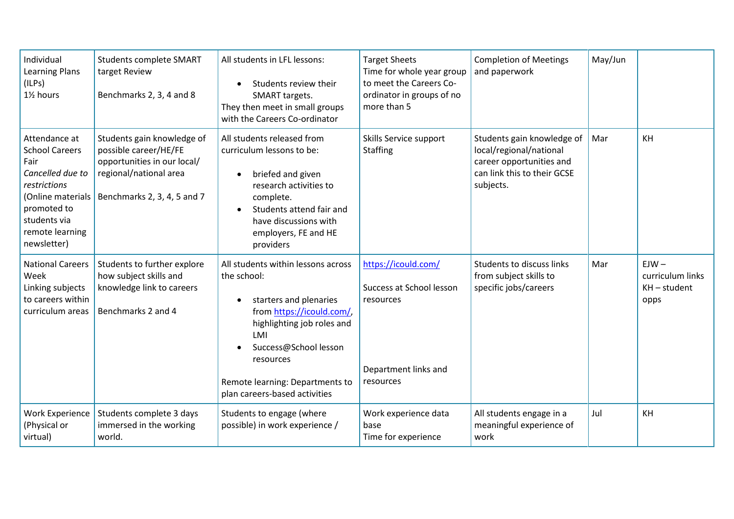| | | | | | | |
|---|---|---|---|---|---|---|
| Individual Learning Plans (ILPs)<br>1½ hours | Students complete SMART target Review<br><br>Benchmarks 2, 3, 4 and 8 | All students in LFL lessons:<br><br>• Students review their SMART targets.<br><br>They then meet in small groups with the Careers Co-ordinator | Target Sheets<br>Time for whole year group to meet the Careers Co-ordinator in groups of no more than 5 | Completion of Meetings and paperwork | May/Jun | |
| Attendance at School Careers Fair<br>*Cancelled due to restrictions*<br>(Online materials promoted to students via remote learning newsletter) | Students gain knowledge of possible career/HE/FE opportunities in our local/ regional/national area<br><br>Benchmarks 2, 3, 4, 5 and 7 | All students released from curriculum lessons to be:<br><br>• briefed and given research activities to complete.<br>• Students attend fair and have discussions with employers, FE and HE providers | Skills Service support<br>Staffing | Students gain knowledge of local/regional/national career opportunities and can link this to their GCSE subjects. | Mar | KH |
| National Careers Week<br>Linking subjects to careers within curriculum areas | Students to further explore how subject skills and knowledge link to careers<br><br>Benchmarks 2 and 4 | All students within lessons across the school:<br><br>• starters and plenaries from https://icould.com/, highlighting job roles and LMI<br>• Success@School lesson resources<br><br>Remote learning: Departments to plan careers-based activities | https://icould.com/<br><br>Success at School lesson resources<br><br>Department links and resources | Students to discuss links from subject skills to specific jobs/careers | Mar | EJW – curriculum links<br>KH – student opps |
| Work Experience (Physical or virtual) | Students complete 3 days immersed in the working world. | Students to engage (where possible) in work experience / | Work experience data base<br>Time for experience | All students engage in a meaningful experience of work | Jul | KH |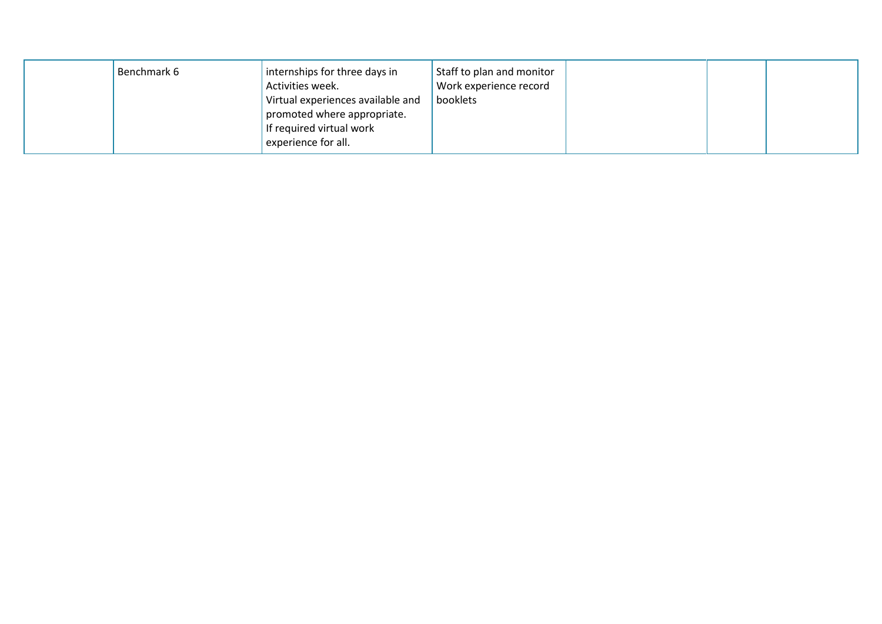| | | | | | | |
|---|---|---|---|---|---|---|
| | Benchmark 6 | internships for three days in Activities week.<br>Virtual experiences available and promoted where appropriate.<br>If required virtual work experience for all. | Staff to plan and monitor Work experience record booklets | | | |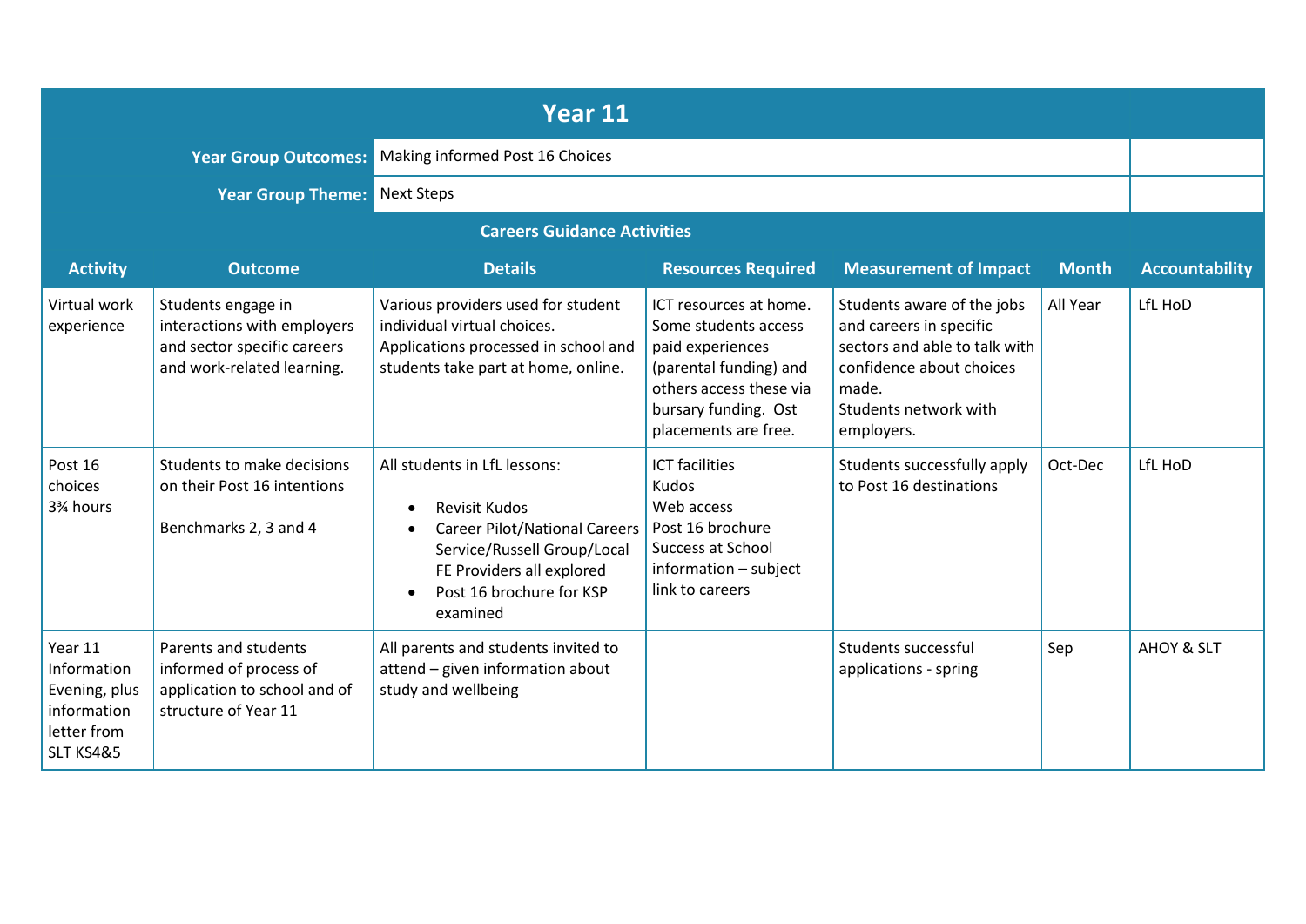## Year 11

**Year Group Outcomes:** Making informed Post 16 Choices

**Year Group Theme:** Next Steps

### Careers Guidance Activities

| Activity | Outcome | Details | Resources Required | Measurement of Impact | Month | Accountability |
|---|---|---|---|---|---|---|
| Virtual work experience | Students engage in interactions with employers and sector specific careers and work-related learning. | Various providers used for student individual virtual choices. Applications processed in school and students take part at home, online. | ICT resources at home. Some students access paid experiences (parental funding) and others access these via bursary funding. Ost placements are free. | Students aware of the jobs and careers in specific sectors and able to talk with confidence about choices made.<br>Students network with employers. | All Year | LfL HoD |
| Post 16 choices<br>3¾ hours | Students to make decisions on their Post 16 intentions<br><br>Benchmarks 2, 3 and 4 | All students in LfL lessons:<br>• Revisit Kudos<br>• Career Pilot/National Careers Service/Russell Group/Local FE Providers all explored<br>• Post 16 brochure for KSP examined | ICT facilities<br>Kudos<br>Web access<br>Post 16 brochure<br>Success at School information – subject link to careers | Students successfully apply to Post 16 destinations | Oct-Dec | LfL HoD |
| Year 11 Information Evening, plus information letter from SLT KS4&5 | Parents and students informed of process of application to school and of structure of Year 11 | All parents and students invited to attend – given information about study and wellbeing | | Students successful applications - spring | Sep | AHOY & SLT |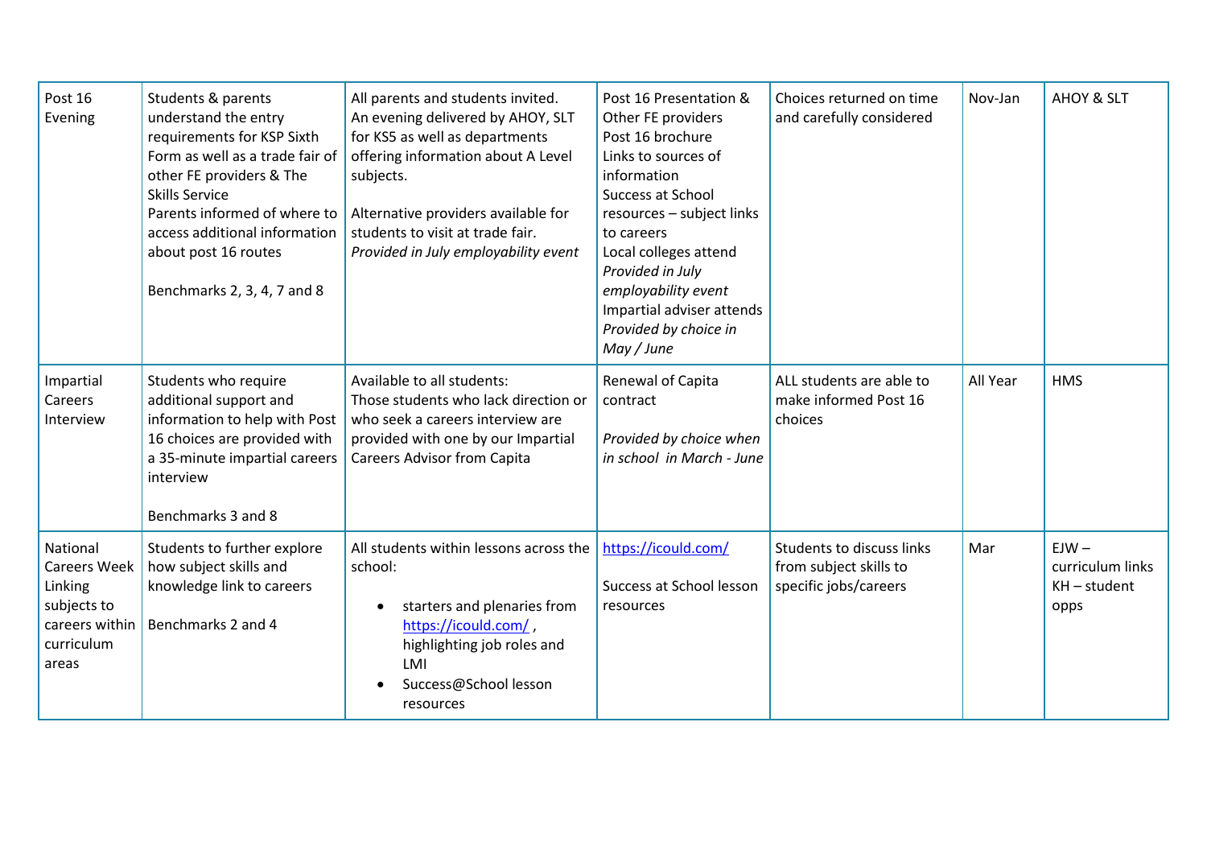| | | | | | | |
|---|---|---|---|---|---|---|
| Post 16 Evening | Students & parents understand the entry requirements for KSP Sixth Form as well as a trade fair of other FE providers & The Skills Service<br>Parents informed of where to access additional information about post 16 routes<br><br>Benchmarks 2, 3, 4, 7 and 8 | All parents and students invited. An evening delivered by AHOY, SLT for KS5 as well as departments offering information about A Level subjects.<br><br>Alternative providers available for students to visit at trade fair.<br>*Provided in July employability event* | Post 16 Presentation & Other FE providers<br>Post 16 brochure<br>Links to sources of information<br>Success at School resources – subject links to careers<br>Local colleges attend<br>*Provided in July employability event*<br>Impartial adviser attends<br>*Provided by choice in May / June* | Choices returned on time and carefully considered | Nov-Jan | AHOY & SLT |
| Impartial Careers Interview | Students who require additional support and information to help with Post 16 choices are provided with a 35-minute impartial careers interview<br><br>Benchmarks 3 and 8 | Available to all students:<br>Those students who lack direction or who seek a careers interview are provided with one by our Impartial Careers Advisor from Capita | Renewal of Capita contract<br><br>*Provided by choice when in school in March - June* | ALL students are able to make informed Post 16 choices | All Year | HMS |
| National Careers Week Linking subjects to careers within curriculum areas | Students to further explore how subject skills and knowledge link to careers<br><br>Benchmarks 2 and 4 | All students within lessons across the school:<br><br>• starters and plenaries from https://icould.com/ , highlighting job roles and LMI<br>• Success@School lesson resources | https://icould.com/<br><br>Success at School lesson resources | Students to discuss links from subject skills to specific jobs/careers | Mar | EJW – curriculum links<br>KH – student opps |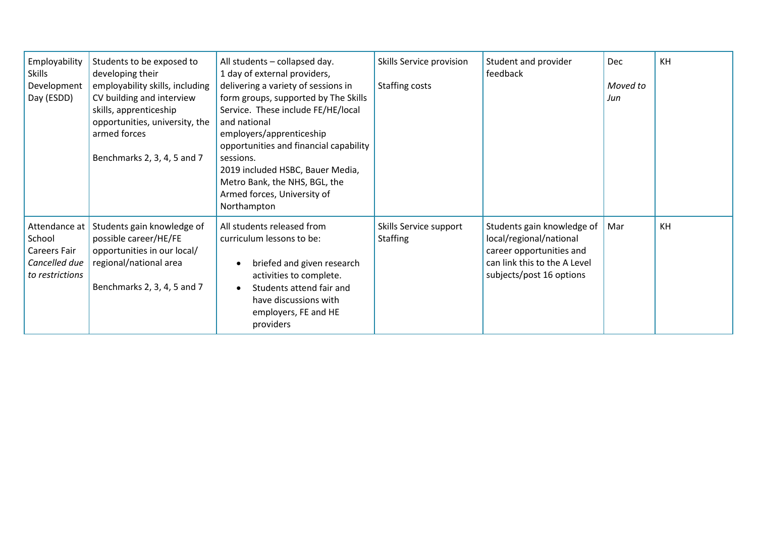| | | | | | | |
|---|---|---|---|---|---|---|
| Employability Skills Development Day (ESDD) | Students to be exposed to developing their employability skills, including CV building and interview skills, apprenticeship opportunities, university, the armed forces<br><br>Benchmarks 2, 3, 4, 5 and 7 | All students – collapsed day.<br>1 day of external providers, delivering a variety of sessions in form groups, supported by The Skills Service. These include FE/HE/local and national employers/apprenticeship opportunities and financial capability sessions.<br>2019 included HSBC, Bauer Media, Metro Bank, the NHS, BGL, the Armed forces, University of Northampton | Skills Service provision<br><br>Staffing costs | Student and provider feedback | Dec<br><br>*Moved to Jun* | KH |
| Attendance at School Careers Fair<br>*Cancelled due to restrictions* | Students gain knowledge of possible career/HE/FE opportunities in our local/ regional/national area<br><br>Benchmarks 2, 3, 4, 5 and 7 | All students released from curriculum lessons to be:<br>• briefed and given research activities to complete.<br>• Students attend fair and have discussions with employers, FE and HE providers | Skills Service support<br>Staffing | Students gain knowledge of local/regional/national career opportunities and can link this to the A Level subjects/post 16 options | Mar | KH |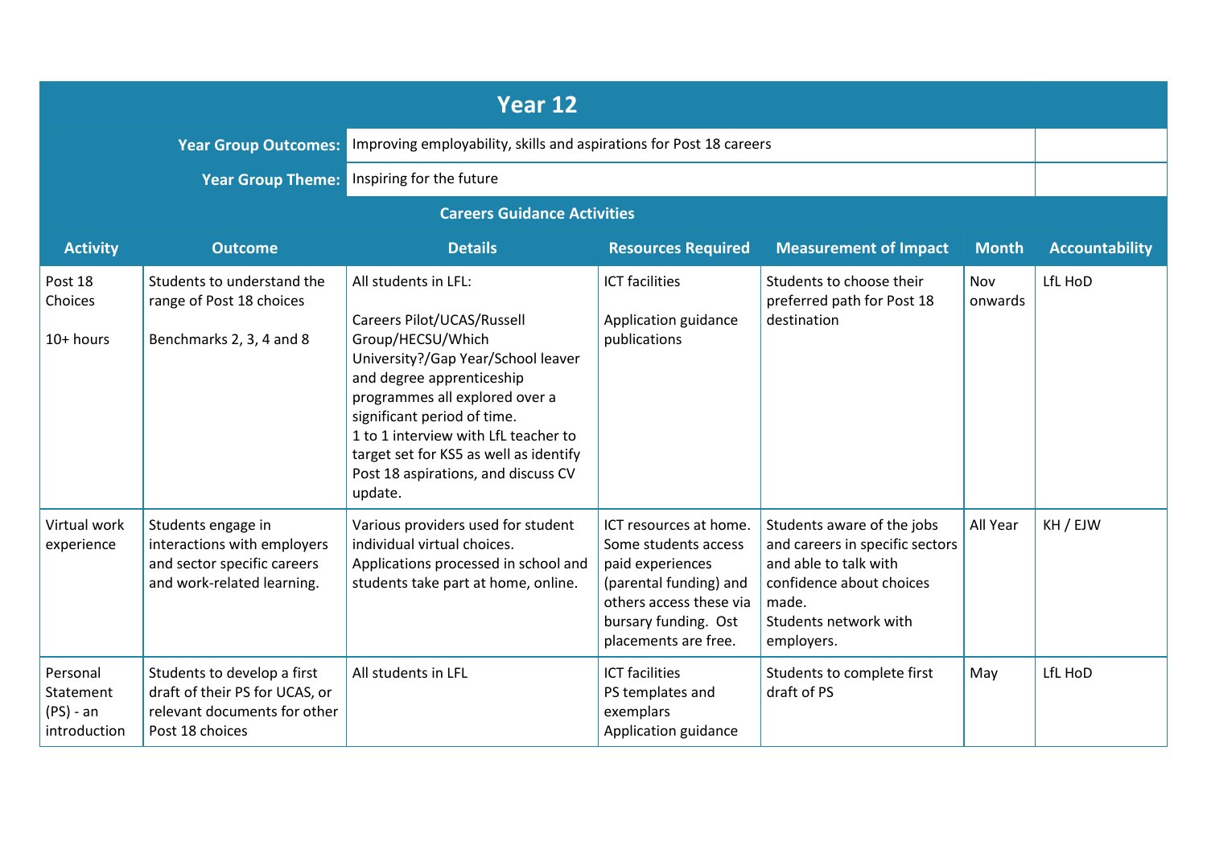## Year 12

**Year Group Outcomes:** Improving employability, skills and aspirations for Post 18 careers

**Year Group Theme:** Inspiring for the future

### Careers Guidance Activities

| Activity | Outcome | Details | Resources Required | Measurement of Impact | Month | Accountability |
|---|---|---|---|---|---|---|
| Post 18 Choices<br><br>10+ hours | Students to understand the range of Post 18 choices<br><br>Benchmarks 2, 3, 4 and 8 | All students in LFL:<br><br>Careers Pilot/UCAS/Russell Group/HECSU/Which University?/Gap Year/School leaver and degree apprenticeship programmes all explored over a significant period of time.<br>1 to 1 interview with LfL teacher to target set for KS5 as well as identify Post 18 aspirations, and discuss CV update. | ICT facilities<br><br>Application guidance publications | Students to choose their preferred path for Post 18 destination | Nov onwards | LfL HoD |
| Virtual work experience | Students engage in interactions with employers and sector specific careers and work-related learning. | Various providers used for student individual virtual choices. Applications processed in school and students take part at home, online. | ICT resources at home. Some students access paid experiences (parental funding) and others access these via bursary funding. Ost placements are free. | Students aware of the jobs and careers in specific sectors and able to talk with confidence about choices made.<br>Students network with employers. | All Year | KH / EJW |
| Personal Statement (PS) - an introduction | Students to develop a first draft of their PS for UCAS, or relevant documents for other Post 18 choices | All students in LFL | ICT facilities<br>PS templates and exemplars<br>Application guidance | Students to complete first draft of PS | May | LfL HoD |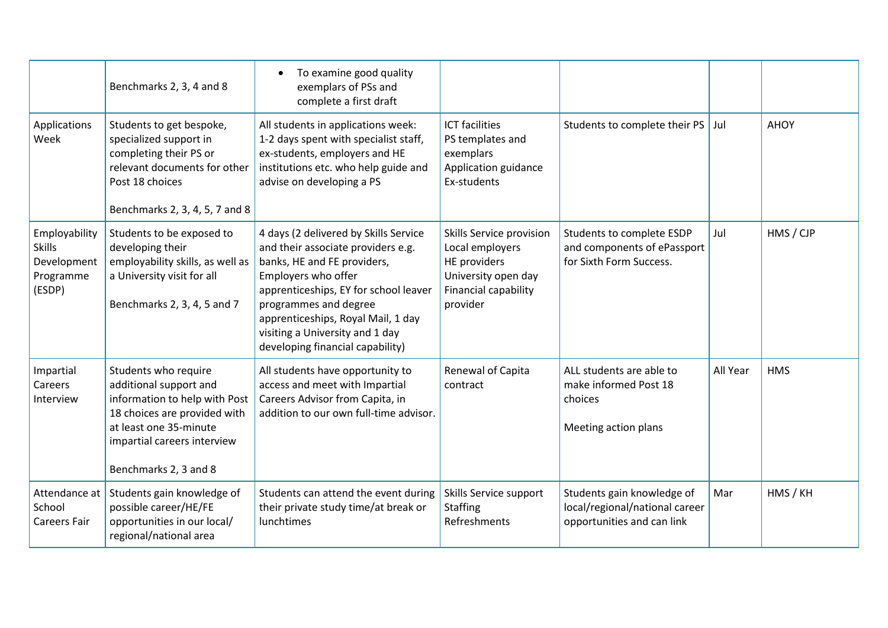| | | | | | | |
|---|---|---|---|---|---|---|
| | Benchmarks 2, 3, 4 and 8 | • To examine good quality exemplars of PSs and complete a first draft | | | | |
| Applications Week | Students to get bespoke, specialized support in completing their PS or relevant documents for other Post 18 choices<br><br>Benchmarks 2, 3, 4, 5, 7 and 8 | All students in applications week: 1-2 days spent with specialist staff, ex-students, employers and HE institutions etc. who help guide and advise on developing a PS | ICT facilities<br>PS templates and exemplars<br>Application guidance<br>Ex-students | Students to complete their PS | Jul | AHOY |
| Employability Skills Development Programme (ESDP) | Students to be exposed to developing their employability skills, as well as a University visit for all<br><br>Benchmarks 2, 3, 4, 5 and 7 | 4 days (2 delivered by Skills Service and their associate providers e.g. banks, HE and FE providers, Employers who offer apprenticeships, EY for school leaver programmes and degree apprenticeships, Royal Mail, 1 day visiting a University and 1 day developing financial capability) | Skills Service provision<br>Local employers<br>HE providers<br>University open day<br>Financial capability provider | Students to complete ESDP and components of ePassport for Sixth Form Success. | Jul | HMS / CJP |
| Impartial Careers Interview | Students who require additional support and information to help with Post 18 choices are provided with at least one 35-minute impartial careers interview<br><br>Benchmarks 2, 3 and 8 | All students have opportunity to access and meet with Impartial Careers Advisor from Capita, in addition to our own full-time advisor. | Renewal of Capita contract | ALL students are able to make informed Post 18 choices<br><br>Meeting action plans | All Year | HMS |
| Attendance at School Careers Fair | Students gain knowledge of possible career/HE/FE opportunities in our local/ regional/national area | Students can attend the event during their private study time/at break or lunchtimes | Skills Service support<br>Staffing<br>Refreshments | Students gain knowledge of local/regional/national career opportunities and can link | Mar | HMS / KH |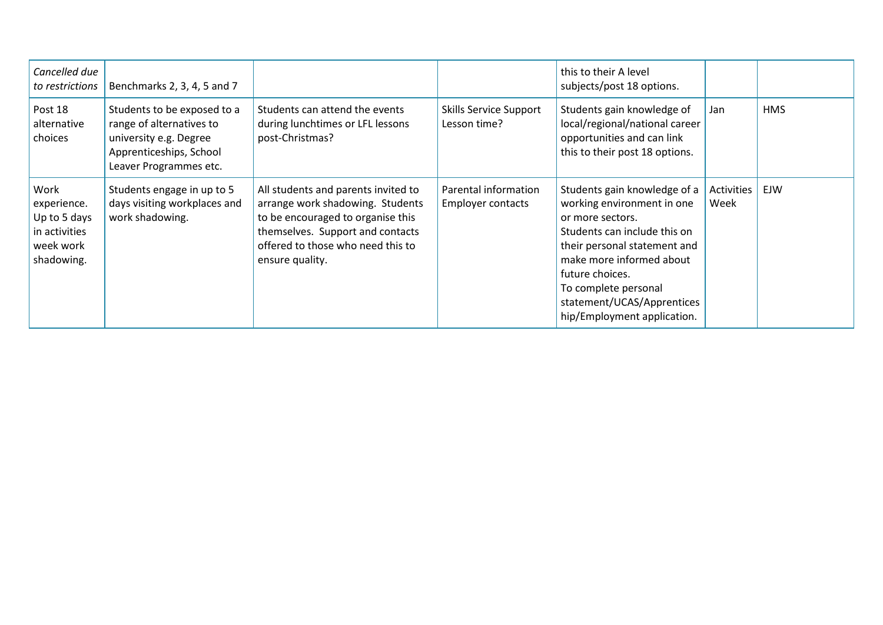| *Cancelled due to restrictions* | Benchmarks 2, 3, 4, 5 and 7 | | | this to their A level subjects/post 18 options. | | |
|---|---|---|---|---|---|---|
| Post 18 alternative choices | Students to be exposed to a range of alternatives to university e.g. Degree Apprenticeships, School Leaver Programmes etc. | Students can attend the events during lunchtimes or LFL lessons post-Christmas? | Skills Service Support Lesson time? | Students gain knowledge of local/regional/national career opportunities and can link this to their post 18 options. | Jan | HMS |
| Work experience. Up to 5 days in activities week work shadowing. | Students engage in up to 5 days visiting workplaces and work shadowing. | All students and parents invited to arrange work shadowing. Students to be encouraged to organise this themselves. Support and contacts offered to those who need this to ensure quality. | Parental information Employer contacts | Students gain knowledge of a working environment in one or more sectors. Students can include this on their personal statement and make more informed about future choices. To complete personal statement/UCAS/Apprenticeship/Employment application. | Activities Week | EJW |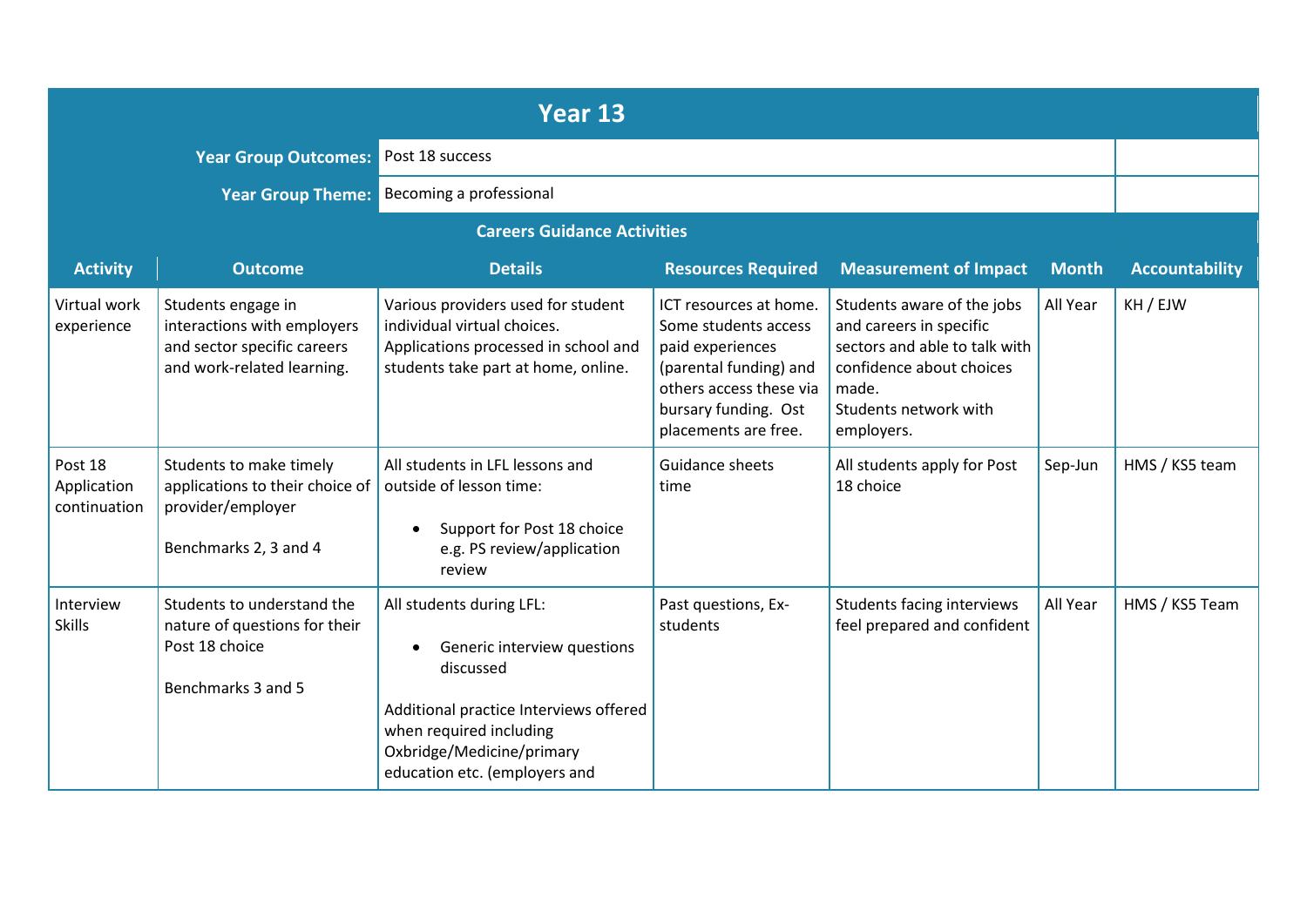## Year 13

**Year Group Outcomes:** Post 18 success

**Year Group Theme:** Becoming a professional

### Careers Guidance Activities

| Activity | Outcome | Details | Resources Required | Measurement of Impact | Month | Accountability |
|---|---|---|---|---|---|---|
| Virtual work experience | Students engage in interactions with employers and sector specific careers and work-related learning. | Various providers used for student individual virtual choices. Applications processed in school and students take part at home, online. | ICT resources at home. Some students access paid experiences (parental funding) and others access these via bursary funding. Ost placements are free. | Students aware of the jobs and careers in specific sectors and able to talk with confidence about choices made.<br>Students network with employers. | All Year | KH / EJW |
| Post 18 Application continuation | Students to make timely applications to their choice of provider/employer<br><br>Benchmarks 2, 3 and 4 | All students in LFL lessons and outside of lesson time:<br><br>• Support for Post 18 choice e.g. PS review/application review | Guidance sheets time | All students apply for Post 18 choice | Sep-Jun | HMS / KS5 team |
| Interview Skills | Students to understand the nature of questions for their Post 18 choice<br><br>Benchmarks 3 and 5 | All students during LFL:<br><br>• Generic interview questions discussed<br><br>Additional practice Interviews offered when required including Oxbridge/Medicine/primary education etc. (employers and | Past questions, Ex-students | Students facing interviews feel prepared and confident | All Year | HMS / KS5 Team |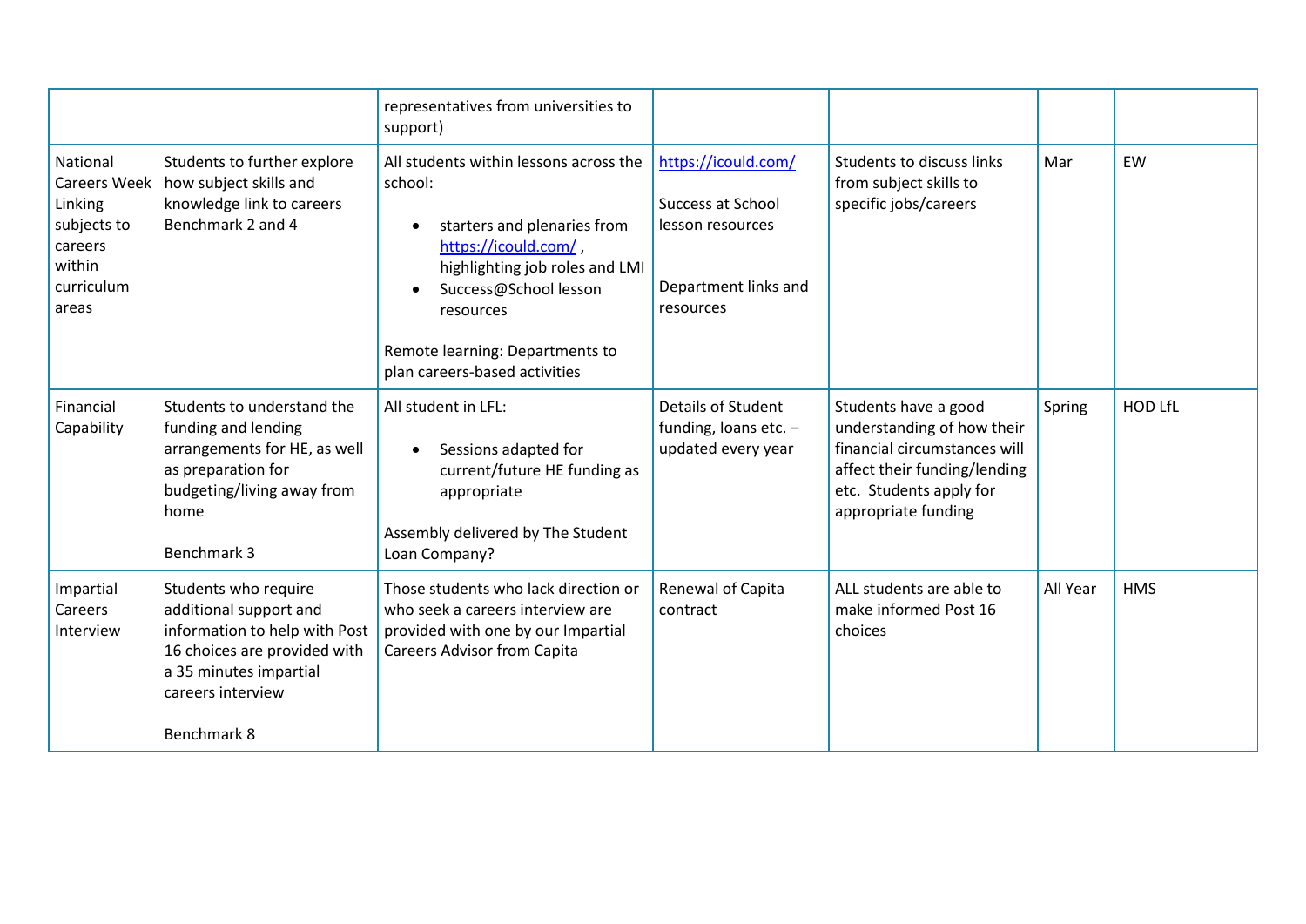| | | | | | | |
|---|---|---|---|---|---|---|
| | | representatives from universities to support) | | | | |
| National Careers Week Linking subjects to careers within curriculum areas | Students to further explore how subject skills and knowledge link to careers Benchmark 2 and 4 | All students within lessons across the school:<br><ul><li>starters and plenaries from https://icould.com/ , highlighting job roles and LMI</li><li>Success@School lesson resources</li></ul>Remote learning: Departments to plan careers-based activities | https://icould.com/<br><br>Success at School lesson resources<br><br>Department links and resources | Students to discuss links from subject skills to specific jobs/careers | Mar | EW |
| Financial Capability | Students to understand the funding and lending arrangements for HE, as well as preparation for budgeting/living away from home<br><br>Benchmark 3 | All student in LFL:<br><ul><li>Sessions adapted for current/future HE funding as appropriate</li></ul>Assembly delivered by The Student Loan Company? | Details of Student funding, loans etc. – updated every year | Students have a good understanding of how their financial circumstances will affect their funding/lending etc. Students apply for appropriate funding | Spring | HOD LfL |
| Impartial Careers Interview | Students who require additional support and information to help with Post 16 choices are provided with a 35 minutes impartial careers interview<br><br>Benchmark 8 | Those students who lack direction or who seek a careers interview are provided with one by our Impartial Careers Advisor from Capita | Renewal of Capita contract | ALL students are able to make informed Post 16 choices | All Year | HMS |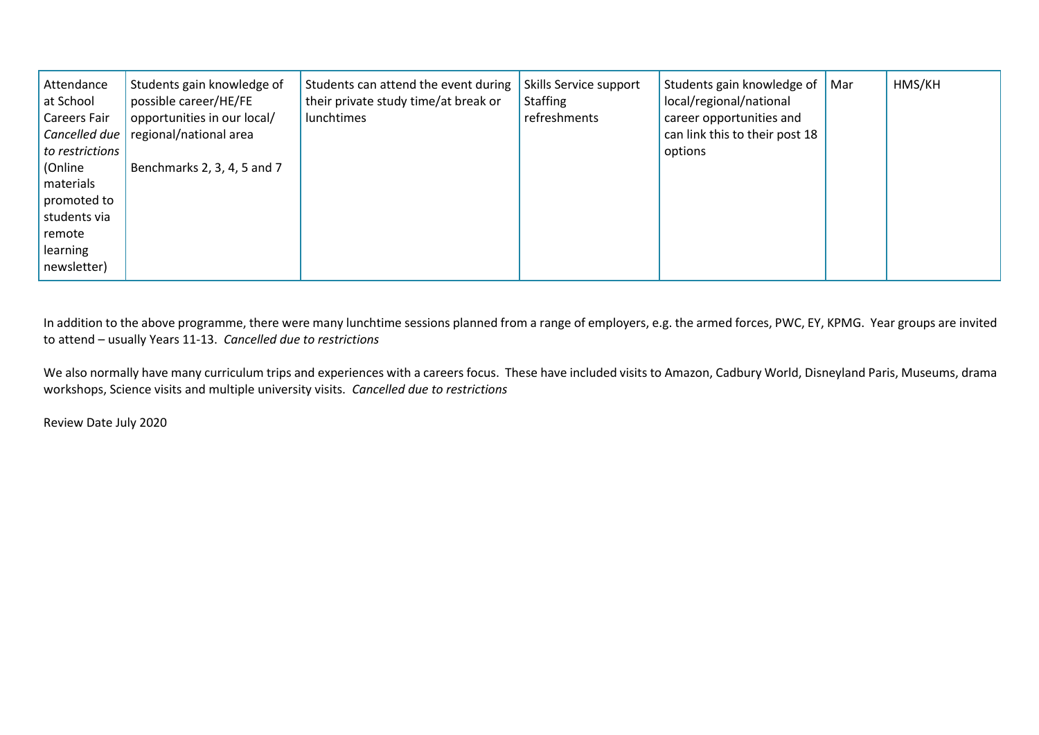| | | | | | | |
|---|---|---|---|---|---|---|
| Attendance at School Careers Fair *Cancelled due to restrictions* (Online materials promoted to students via remote learning newsletter) | Students gain knowledge of possible career/HE/FE opportunities in our local/ regional/national area<br><br>Benchmarks 2, 3, 4, 5 and 7 | Students can attend the event during their private study time/at break or lunchtimes | Skills Service support<br>Staffing<br>refreshments | Students gain knowledge of local/regional/national career opportunities and can link this to their post 18 options | Mar | HMS/KH |

In addition to the above programme, there were many lunchtime sessions planned from a range of employers, e.g. the armed forces, PWC, EY, KPMG. Year groups are invited to attend – usually Years 11-13. *Cancelled due to restrictions*

We also normally have many curriculum trips and experiences with a careers focus. These have included visits to Amazon, Cadbury World, Disneyland Paris, Museums, drama workshops, Science visits and multiple university visits. *Cancelled due to restrictions*

Review Date July 2020